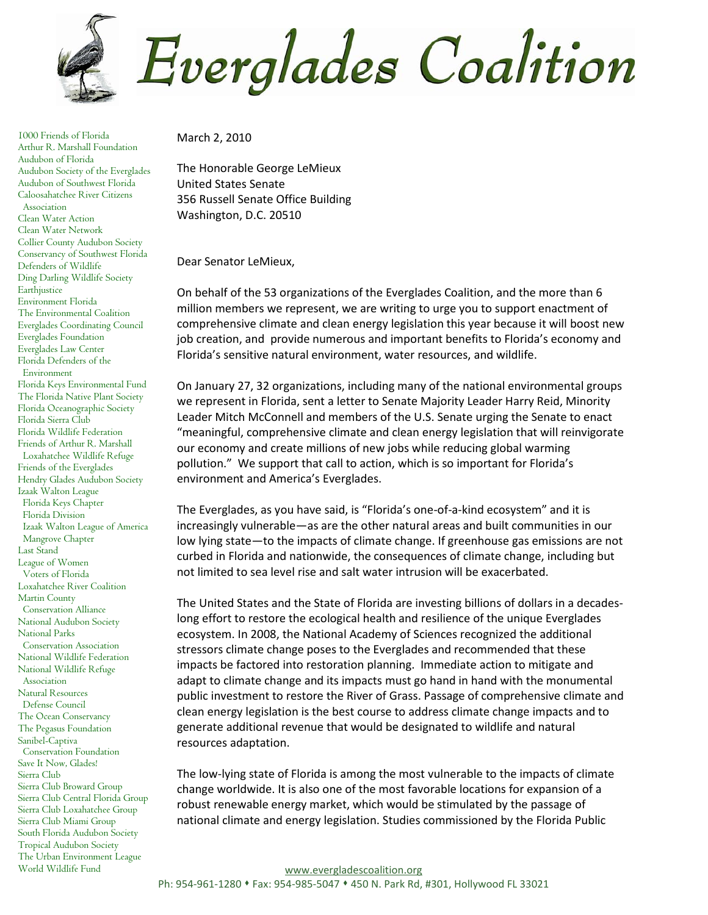# Everglades Coalition

1000 Friends of Florida
Arthur R. Marshall Foundation
Audubon of Florida
Audubon Society of the Everglades
Audubon of Southwest Florida
Caloosahatchee River Citizens Association
Clean Water Action
Clean Water Network
Collier County Audubon Society
Conservancy of Southwest Florida
Defenders of Wildlife
Ding Darling Wildlife Society
Earthjustice
Environment Florida
The Environmental Coalition
Everglades Coordinating Council
Everglades Foundation
Everglades Law Center
Florida Defenders of the Environment
Florida Keys Environmental Fund
The Florida Native Plant Society
Florida Oceanographic Society
Florida Sierra Club
Florida Wildlife Federation
Friends of Arthur R. Marshall Loxahatchee Wildlife Refuge
Friends of the Everglades
Hendry Glades Audubon Society
Izaak Walton League
  Florida Keys Chapter
  Florida Division
  Izaak Walton League of America
  Mangrove Chapter
Last Stand
League of Women Voters of Florida
Loxahatchee River Coalition
Martin County Conservation Alliance
National Audubon Society
National Parks Conservation Association
National Wildlife Federation
National Wildlife Refuge Association
Natural Resources Defense Council
The Ocean Conservancy
The Pegasus Foundation
Sanibel-Captiva Conservation Foundation
Save It Now, Glades!
Sierra Club
Sierra Club Broward Group
Sierra Club Central Florida Group
Sierra Club Loxahatchee Group
Sierra Club Miami Group
South Florida Audubon Society
Tropical Audubon Society
The Urban Environment League
World Wildlife Fund

March 2, 2010

The Honorable George LeMieux
United States Senate
356 Russell Senate Office Building
Washington, D.C. 20510

Dear Senator LeMieux,

On behalf of the 53 organizations of the Everglades Coalition, and the more than 6 million members we represent, we are writing to urge you to support enactment of comprehensive climate and clean energy legislation this year because it will boost new job creation, and provide numerous and important benefits to Florida's economy and Florida's sensitive natural environment, water resources, and wildlife.

On January 27, 32 organizations, including many of the national environmental groups we represent in Florida, sent a letter to Senate Majority Leader Harry Reid, Minority Leader Mitch McConnell and members of the U.S. Senate urging the Senate to enact "meaningful, comprehensive climate and clean energy legislation that will reinvigorate our economy and create millions of new jobs while reducing global warming pollution." We support that call to action, which is so important for Florida's environment and America's Everglades.

The Everglades, as you have said, is "Florida's one-of-a-kind ecosystem" and it is increasingly vulnerable—as are the other natural areas and built communities in our low lying state—to the impacts of climate change. If greenhouse gas emissions are not curbed in Florida and nationwide, the consequences of climate change, including but not limited to sea level rise and salt water intrusion will be exacerbated.

The United States and the State of Florida are investing billions of dollars in a decades-long effort to restore the ecological health and resilience of the unique Everglades ecosystem. In 2008, the National Academy of Sciences recognized the additional stressors climate change poses to the Everglades and recommended that these impacts be factored into restoration planning. Immediate action to mitigate and adapt to climate change and its impacts must go hand in hand with the monumental public investment to restore the River of Grass. Passage of comprehensive climate and clean energy legislation is the best course to address climate change impacts and to generate additional revenue that would be designated to wildlife and natural resources adaptation.

The low-lying state of Florida is among the most vulnerable to the impacts of climate change worldwide. It is also one of the most favorable locations for expansion of a robust renewable energy market, which would be stimulated by the passage of national climate and energy legislation. Studies commissioned by the Florida Public

www.evergladescoalition.org
Ph: 954-961-1280 • Fax: 954-985-5047 • 450 N. Park Rd, #301, Hollywood FL 33021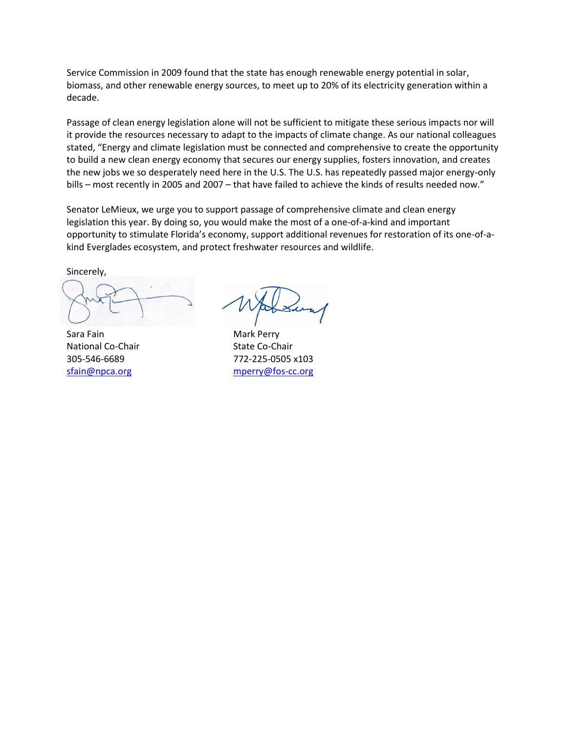Service Commission in 2009 found that the state has enough renewable energy potential in solar, biomass, and other renewable energy sources, to meet up to 20% of its electricity generation within a decade.

Passage of clean energy legislation alone will not be sufficient to mitigate these serious impacts nor will it provide the resources necessary to adapt to the impacts of climate change. As our national colleagues stated, "Energy and climate legislation must be connected and comprehensive to create the opportunity to build a new clean energy economy that secures our energy supplies, fosters innovation, and creates the new jobs we so desperately need here in the U.S. The U.S. has repeatedly passed major energy-only bills – most recently in 2005 and 2007 – that have failed to achieve the kinds of results needed now."

Senator LeMieux, we urge you to support passage of comprehensive climate and clean energy legislation this year. By doing so, you would make the most of a one-of-a-kind and important opportunity to stimulate Florida's economy, support additional revenues for restoration of its one-of-a-kind Everglades ecosystem, and protect freshwater resources and wildlife.

Sincerely,

Sara Fain
National Co-Chair
305-546-6689
sfain@npca.org

Mark Perry
State Co-Chair
772-225-0505 x103
mperry@fos-cc.org